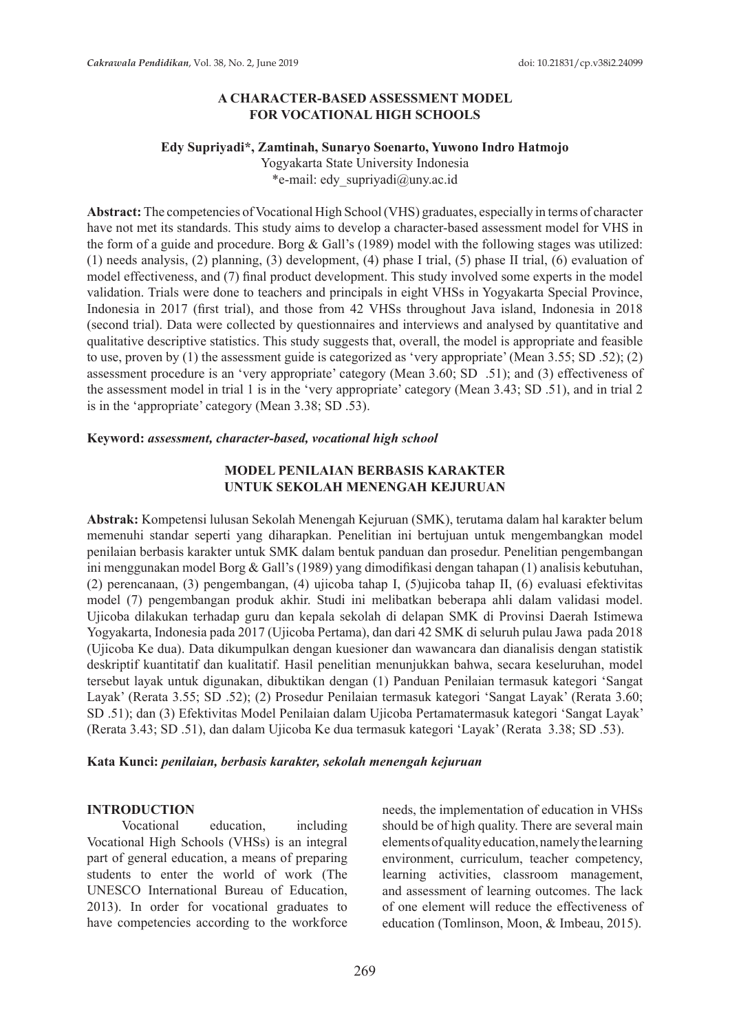# A CHARACTER-BASED ASSESSMENT MODEL FOR VOCATIONAL HIGH SCHOOLS

**Edy Supriyadi*, Zamtinah, Sunaryo Soenarto, Yuwono Indro Hatmojo**

Yogyakarta State University Indonesia

*e-mail: edy_supriyadi@uny.ac.id

**Abstract:** The competencies of Vocational High School (VHS) graduates, especially in terms of character have not met its standards. This study aims to develop a character-based assessment model for VHS in the form of a guide and procedure. Borg & Gall's (1989) model with the following stages was utilized: (1) needs analysis, (2) planning, (3) development, (4) phase I trial, (5) phase II trial, (6) evaluation of model effectiveness, and (7) final product development. This study involved some experts in the model validation. Trials were done to teachers and principals in eight VHSs in Yogyakarta Special Province, Indonesia in 2017 (first trial), and those from 42 VHSs throughout Java island, Indonesia in 2018 (second trial). Data were collected by questionnaires and interviews and analysed by quantitative and qualitative descriptive statistics. This study suggests that, overall, the model is appropriate and feasible to use, proven by (1) the assessment guide is categorized as 'very appropriate' (Mean 3.55; SD .52); (2) assessment procedure is an 'very appropriate' category (Mean 3.60; SD .51); and (3) effectiveness of the assessment model in trial 1 is in the 'very appropriate' category (Mean 3.43; SD .51), and in trial 2 is in the 'appropriate' category (Mean 3.38; SD .53).

**Keyword:** ***assessment, character-based, vocational high school***

# MODEL PENILAIAN BERBASIS KARAKTER UNTUK SEKOLAH MENENGAH KEJURUAN

**Abstrak:** Kompetensi lulusan Sekolah Menengah Kejuruan (SMK), terutama dalam hal karakter belum memenuhi standar seperti yang diharapkan. Penelitian ini bertujuan untuk mengembangkan model penilaian berbasis karakter untuk SMK dalam bentuk panduan dan prosedur. Penelitian pengembangan ini menggunakan model Borg & Gall's (1989) yang dimodifikasi dengan tahapan (1) analisis kebutuhan, (2) perencanaan, (3) pengembangan, (4) ujicoba tahap I, (5)ujicoba tahap II, (6) evaluasi efektivitas model (7) pengembangan produk akhir. Studi ini melibatkan beberapa ahli dalam validasi model. Ujicoba dilakukan terhadap guru dan kepala sekolah di delapan SMK di Provinsi Daerah Istimewa Yogyakarta, Indonesia pada 2017 (Ujicoba Pertama), dan dari 42 SMK di seluruh pulau Jawa pada 2018 (Ujicoba Ke dua). Data dikumpulkan dengan kuesioner dan wawancara dan dianalisis dengan statistik deskriptif kuantitatif dan kualitatif. Hasil penelitian menunjukkan bahwa, secara keseluruhan, model tersebut layak untuk digunakan, dibuktikan dengan (1) Panduan Penilaian termasuk kategori 'Sangat Layak' (Rerata 3.55; SD .52); (2) Prosedur Penilaian termasuk kategori 'Sangat Layak' (Rerata 3.60; SD .51); dan (3) Efektivitas Model Penilaian dalam Ujicoba Pertamatermasuk kategori 'Sangat Layak' (Rerata 3.43; SD .51), dan dalam Ujicoba Ke dua termasuk kategori 'Layak' (Rerata 3.38; SD .53).

**Kata Kunci:** ***penilaian, berbasis karakter, sekolah menengah kejuruan***

## INTRODUCTION

Vocational education, including Vocational High Schools (VHSs) is an integral part of general education, a means of preparing students to enter the world of work (The UNESCO International Bureau of Education, 2013). In order for vocational graduates to have competencies according to the workforce needs, the implementation of education in VHSs should be of high quality. There are several main elements of quality education, namely the learning environment, curriculum, teacher competency, learning activities, classroom management, and assessment of learning outcomes. The lack of one element will reduce the effectiveness of education (Tomlinson, Moon, & Imbeau, 2015).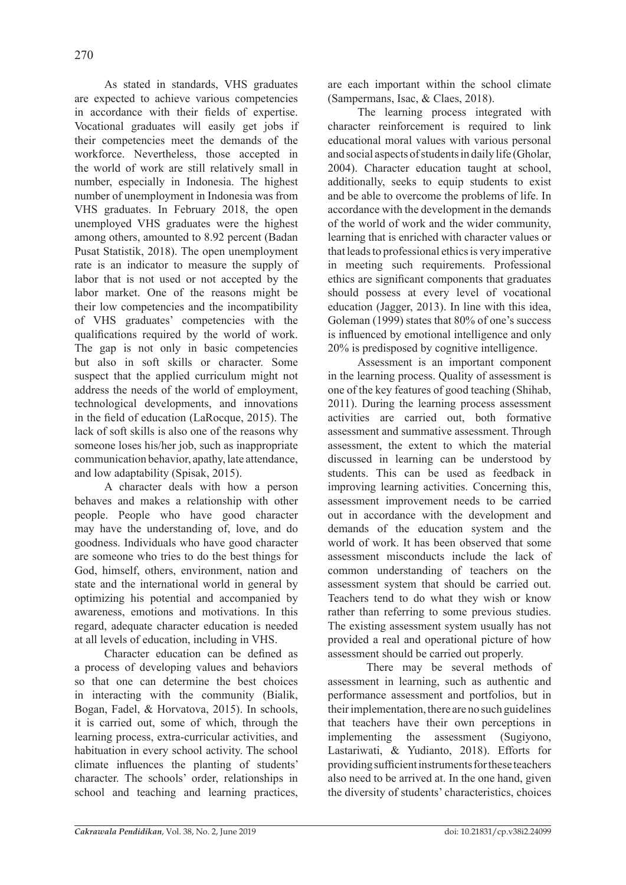As stated in standards, VHS graduates are expected to achieve various competencies in accordance with their fields of expertise. Vocational graduates will easily get jobs if their competencies meet the demands of the workforce. Nevertheless, those accepted in the world of work are still relatively small in number, especially in Indonesia. The highest number of unemployment in Indonesia was from VHS graduates. In February 2018, the open unemployed VHS graduates were the highest among others, amounted to 8.92 percent (Badan Pusat Statistik, 2018). The open unemployment rate is an indicator to measure the supply of labor that is not used or not accepted by the labor market. One of the reasons might be their low competencies and the incompatibility of VHS graduates' competencies with the qualifications required by the world of work. The gap is not only in basic competencies but also in soft skills or character. Some suspect that the applied curriculum might not address the needs of the world of employment, technological developments, and innovations in the field of education (LaRocque, 2015). The lack of soft skills is also one of the reasons why someone loses his/her job, such as inappropriate communication behavior, apathy, late attendance, and low adaptability (Spisak, 2015).

A character deals with how a person behaves and makes a relationship with other people. People who have good character may have the understanding of, love, and do goodness. Individuals who have good character are someone who tries to do the best things for God, himself, others, environment, nation and state and the international world in general by optimizing his potential and accompanied by awareness, emotions and motivations. In this regard, adequate character education is needed at all levels of education, including in VHS.

Character education can be defined as a process of developing values and behaviors so that one can determine the best choices in interacting with the community (Bialik, Bogan, Fadel, & Horvatova, 2015). In schools, it is carried out, some of which, through the learning process, extra-curricular activities, and habituation in every school activity. The school climate influences the planting of students' character. The schools' order, relationships in school and teaching and learning practices, are each important within the school climate (Sampermans, Isac, & Claes, 2018).

The learning process integrated with character reinforcement is required to link educational moral values with various personal and social aspects of students in daily life (Gholar, 2004). Character education taught at school, additionally, seeks to equip students to exist and be able to overcome the problems of life. In accordance with the development in the demands of the world of work and the wider community, learning that is enriched with character values or that leads to professional ethics is very imperative in meeting such requirements. Professional ethics are significant components that graduates should possess at every level of vocational education (Jagger, 2013). In line with this idea, Goleman (1999) states that 80% of one's success is influenced by emotional intelligence and only 20% is predisposed by cognitive intelligence.

Assessment is an important component in the learning process. Quality of assessment is one of the key features of good teaching (Shihab, 2011). During the learning process assessment activities are carried out, both formative assessment and summative assessment. Through assessment, the extent to which the material discussed in learning can be understood by students. This can be used as feedback in improving learning activities. Concerning this, assessment improvement needs to be carried out in accordance with the development and demands of the education system and the world of work. It has been observed that some assessment misconducts include the lack of common understanding of teachers on the assessment system that should be carried out. Teachers tend to do what they wish or know rather than referring to some previous studies. The existing assessment system usually has not provided a real and operational picture of how assessment should be carried out properly.

There may be several methods of assessment in learning, such as authentic and performance assessment and portfolios, but in their implementation, there are no such guidelines that teachers have their own perceptions in implementing the assessment (Sugiyono, Lastariwati, & Yudianto, 2018). Efforts for providing sufficient instruments for these teachers also need to be arrived at. In the one hand, given the diversity of students' characteristics, choices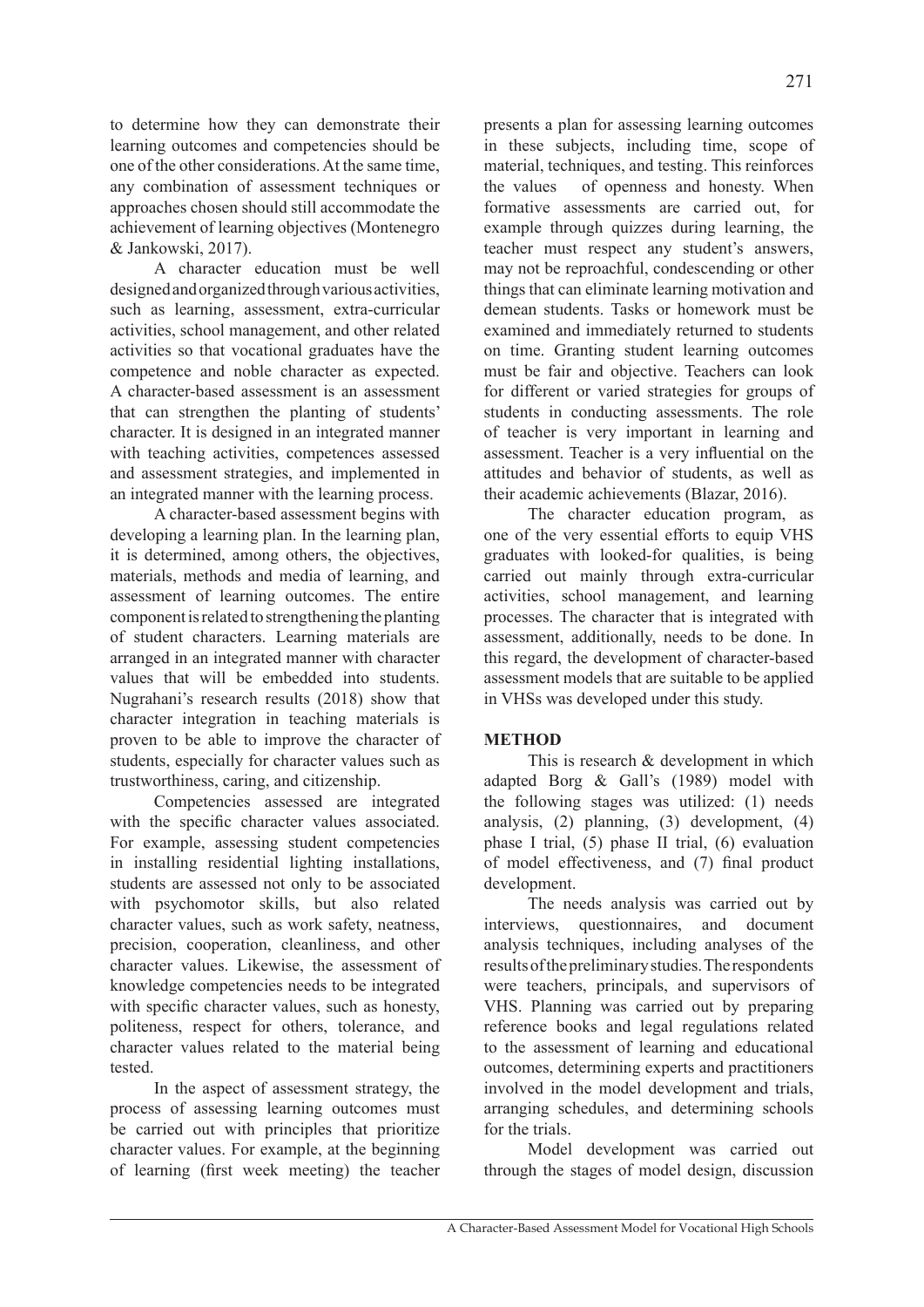to determine how they can demonstrate their learning outcomes and competencies should be one of the other considerations. At the same time, any combination of assessment techniques or approaches chosen should still accommodate the achievement of learning objectives (Montenegro & Jankowski, 2017).

A character education must be well designed and organized through various activities, such as learning, assessment, extra-curricular activities, school management, and other related activities so that vocational graduates have the competence and noble character as expected. A character-based assessment is an assessment that can strengthen the planting of students' character. It is designed in an integrated manner with teaching activities, competences assessed and assessment strategies, and implemented in an integrated manner with the learning process.

A character-based assessment begins with developing a learning plan. In the learning plan, it is determined, among others, the objectives, materials, methods and media of learning, and assessment of learning outcomes. The entire component is related to strengthening the planting of student characters. Learning materials are arranged in an integrated manner with character values that will be embedded into students. Nugrahani's research results (2018) show that character integration in teaching materials is proven to be able to improve the character of students, especially for character values such as trustworthiness, caring, and citizenship.

Competencies assessed are integrated with the specific character values associated. For example, assessing student competencies in installing residential lighting installations, students are assessed not only to be associated with psychomotor skills, but also related character values, such as work safety, neatness, precision, cooperation, cleanliness, and other character values. Likewise, the assessment of knowledge competencies needs to be integrated with specific character values, such as honesty, politeness, respect for others, tolerance, and character values related to the material being tested.

In the aspect of assessment strategy, the process of assessing learning outcomes must be carried out with principles that prioritize character values. For example, at the beginning of learning (first week meeting) the teacher presents a plan for assessing learning outcomes in these subjects, including time, scope of material, techniques, and testing. This reinforces the values of openness and honesty. When formative assessments are carried out, for example through quizzes during learning, the teacher must respect any student's answers, may not be reproachful, condescending or other things that can eliminate learning motivation and demean students. Tasks or homework must be examined and immediately returned to students on time. Granting student learning outcomes must be fair and objective. Teachers can look for different or varied strategies for groups of students in conducting assessments. The role of teacher is very important in learning and assessment. Teacher is a very influential on the attitudes and behavior of students, as well as their academic achievements (Blazar, 2016).

The character education program, as one of the very essential efforts to equip VHS graduates with looked-for qualities, is being carried out mainly through extra-curricular activities, school management, and learning processes. The character that is integrated with assessment, additionally, needs to be done. In this regard, the development of character-based assessment models that are suitable to be applied in VHSs was developed under this study.

## METHOD

This is research & development in which adapted Borg & Gall's (1989) model with the following stages was utilized: (1) needs analysis, (2) planning, (3) development, (4) phase I trial, (5) phase II trial, (6) evaluation of model effectiveness, and (7) final product development.

The needs analysis was carried out by interviews, questionnaires, and document analysis techniques, including analyses of the results of the preliminary studies. The respondents were teachers, principals, and supervisors of VHS. Planning was carried out by preparing reference books and legal regulations related to the assessment of learning and educational outcomes, determining experts and practitioners involved in the model development and trials, arranging schedules, and determining schools for the trials.

Model development was carried out through the stages of model design, discussion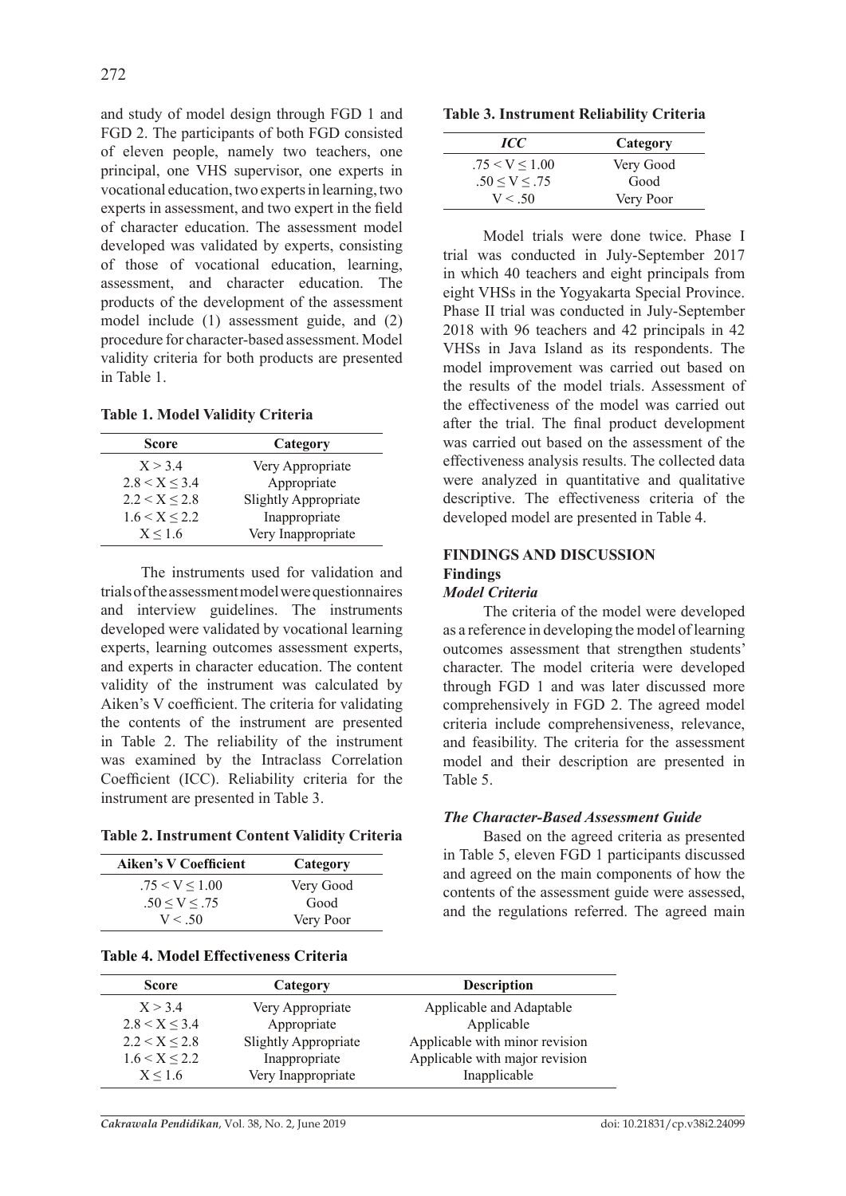and study of model design through FGD 1 and FGD 2. The participants of both FGD consisted of eleven people, namely two teachers, one principal, one VHS supervisor, one experts in vocational education, two experts in learning, two experts in assessment, and two expert in the field of character education. The assessment model developed was validated by experts, consisting of those of vocational education, learning, assessment, and character education. The products of the development of the assessment model include (1) assessment guide, and (2) procedure for character-based assessment. Model validity criteria for both products are presented in Table 1.

**Table 1. Model Validity Criteria**

| Score | Category |
|---|---|
| $X > 3.4$ | Very Appropriate |
| $2.8 < X \leq 3.4$ | Appropriate |
| $2.2 < X \leq 2.8$ | Slightly Appropriate |
| $1.6 < X \leq 2.2$ | Inappropriate |
| $X \leq 1.6$ | Very Inappropriate |

The instruments used for validation and trials of the assessment model were questionnaires and interview guidelines. The instruments developed were validated by vocational learning experts, learning outcomes assessment experts, and experts in character education. The content validity of the instrument was calculated by Aiken's V coefficient. The criteria for validating the contents of the instrument are presented in Table 2. The reliability of the instrument was examined by the Intraclass Correlation Coefficient (ICC). Reliability criteria for the instrument are presented in Table 3.

**Table 2. Instrument Content Validity Criteria**

| Aiken's V Coefficient | Category |
|---|---|
| $.75 < V \leq 1.00$ | Very Good |
| $.50 \leq V \leq .75$ | Good |
| $V < .50$ | Very Poor |

**Table 3. Instrument Reliability Criteria**

| *ICC* | Category |
|---|---|
| $.75 < V \leq 1.00$ | Very Good |
| $.50 \leq V \leq .75$ | Good |
| $V < .50$ | Very Poor |

Model trials were done twice. Phase I trial was conducted in July-September 2017 in which 40 teachers and eight principals from eight VHSs in the Yogyakarta Special Province. Phase II trial was conducted in July-September 2018 with 96 teachers and 42 principals in 42 VHSs in Java Island as its respondents. The model improvement was carried out based on the results of the model trials. Assessment of the effectiveness of the model was carried out after the trial. The final product development was carried out based on the assessment of the effectiveness analysis results. The collected data were analyzed in quantitative and qualitative descriptive. The effectiveness criteria of the developed model are presented in Table 4.

**Table 4. Model Effectiveness Criteria**

| Score | Category | Description |
|---|---|---|
| $X > 3.4$ | Very Appropriate | Applicable and Adaptable |
| $2.8 < X \leq 3.4$ | Appropriate | Applicable |
| $2.2 < X \leq 2.8$ | Slightly Appropriate | Applicable with minor revision |
| $1.6 < X \leq 2.2$ | Inappropriate | Applicable with major revision |
| $X \leq 1.6$ | Very Inappropriate | Inapplicable |

## FINDINGS AND DISCUSSION

### Findings

#### *Model Criteria*

The criteria of the model were developed as a reference in developing the model of learning outcomes assessment that strengthen students' character. The model criteria were developed through FGD 1 and was later discussed more comprehensively in FGD 2. The agreed model criteria include comprehensiveness, relevance, and feasibility. The criteria for the assessment model and their description are presented in Table 5.

#### *The Character-Based Assessment Guide*

Based on the agreed criteria as presented in Table 5, eleven FGD 1 participants discussed and agreed on the main components of how the contents of the assessment guide were assessed, and the regulations referred. The agreed main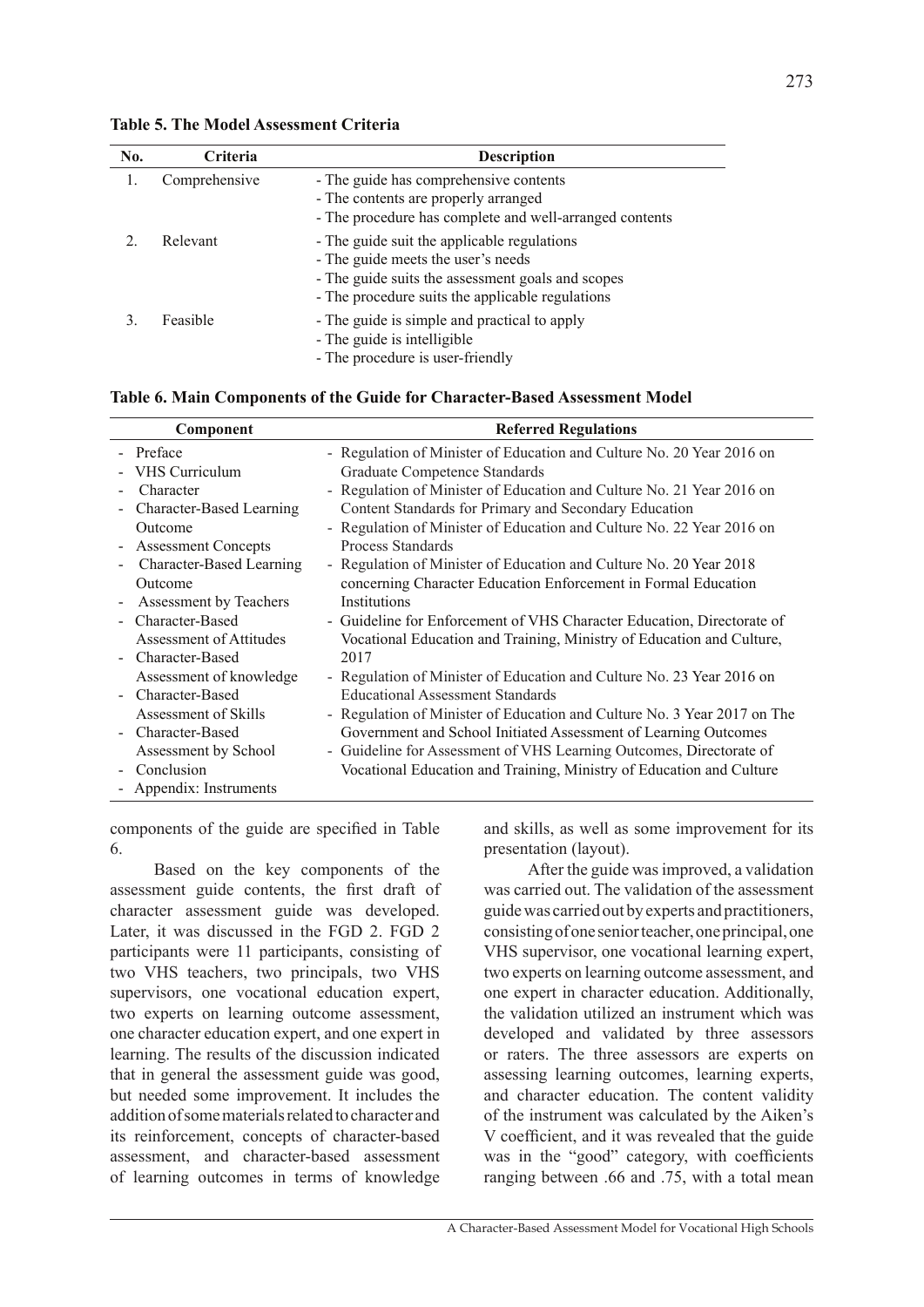**Table 5. The Model Assessment Criteria**

| No. | Criteria | Description |
|---|---|---|
| 1. | Comprehensive | - The guide has comprehensive contents<br>- The contents are properly arranged<br>- The procedure has complete and well-arranged contents |
| 2. | Relevant | - The guide suit the applicable regulations<br>- The guide meets the user's needs<br>- The guide suits the assessment goals and scopes<br>- The procedure suits the applicable regulations |
| 3. | Feasible | - The guide is simple and practical to apply<br>- The guide is intelligible<br>- The procedure is user-friendly |

**Table 6. Main Components of the Guide for Character-Based Assessment Model**

| Component | Referred Regulations |
|---|---|
| - Preface<br>- VHS Curriculum<br>- Character<br>- Character-Based Learning Outcome<br>- Assessment Concepts<br>- Character-Based Learning Outcome<br>- Assessment by Teachers<br>- Character-Based Assessment of Attitudes<br>- Character-Based Assessment of knowledge<br>- Character-Based Assessment of Skills<br>- Character-Based Assessment by School<br>- Conclusion<br>- Appendix: Instruments | - Regulation of Minister of Education and Culture No. 20 Year 2016 on Graduate Competence Standards<br>- Regulation of Minister of Education and Culture No. 21 Year 2016 on Content Standards for Primary and Secondary Education<br>- Regulation of Minister of Education and Culture No. 22 Year 2016 on Process Standards<br>- Regulation of Minister of Education and Culture No. 20 Year 2018 concerning Character Education Enforcement in Formal Education Institutions<br>- Guideline for Enforcement of VHS Character Education, Directorate of Vocational Education and Training, Ministry of Education and Culture, 2017<br>- Regulation of Minister of Education and Culture No. 23 Year 2016 on Educational Assessment Standards<br>- Regulation of Minister of Education and Culture No. 3 Year 2017 on The Government and School Initiated Assessment of Learning Outcomes<br>- Guideline for Assessment of VHS Learning Outcomes, Directorate of Vocational Education and Training, Ministry of Education and Culture |

components of the guide are specified in Table 6.

Based on the key components of the assessment guide contents, the first draft of character assessment guide was developed. Later, it was discussed in the FGD 2. FGD 2 participants were 11 participants, consisting of two VHS teachers, two principals, two VHS supervisors, one vocational education expert, two experts on learning outcome assessment, one character education expert, and one expert in learning. The results of the discussion indicated that in general the assessment guide was good, but needed some improvement. It includes the addition of some materials related to character and its reinforcement, concepts of character-based assessment, and character-based assessment of learning outcomes in terms of knowledge and skills, as well as some improvement for its presentation (layout).

After the guide was improved, a validation was carried out. The validation of the assessment guide was carried out by experts and practitioners, consisting of one senior teacher, one principal, one VHS supervisor, one vocational learning expert, two experts on learning outcome assessment, and one expert in character education. Additionally, the validation utilized an instrument which was developed and validated by three assessors or raters. The three assessors are experts on assessing learning outcomes, learning experts, and character education. The content validity of the instrument was calculated by the Aiken's V coefficient, and it was revealed that the guide was in the "good" category, with coefficients ranging between .66 and .75, with a total mean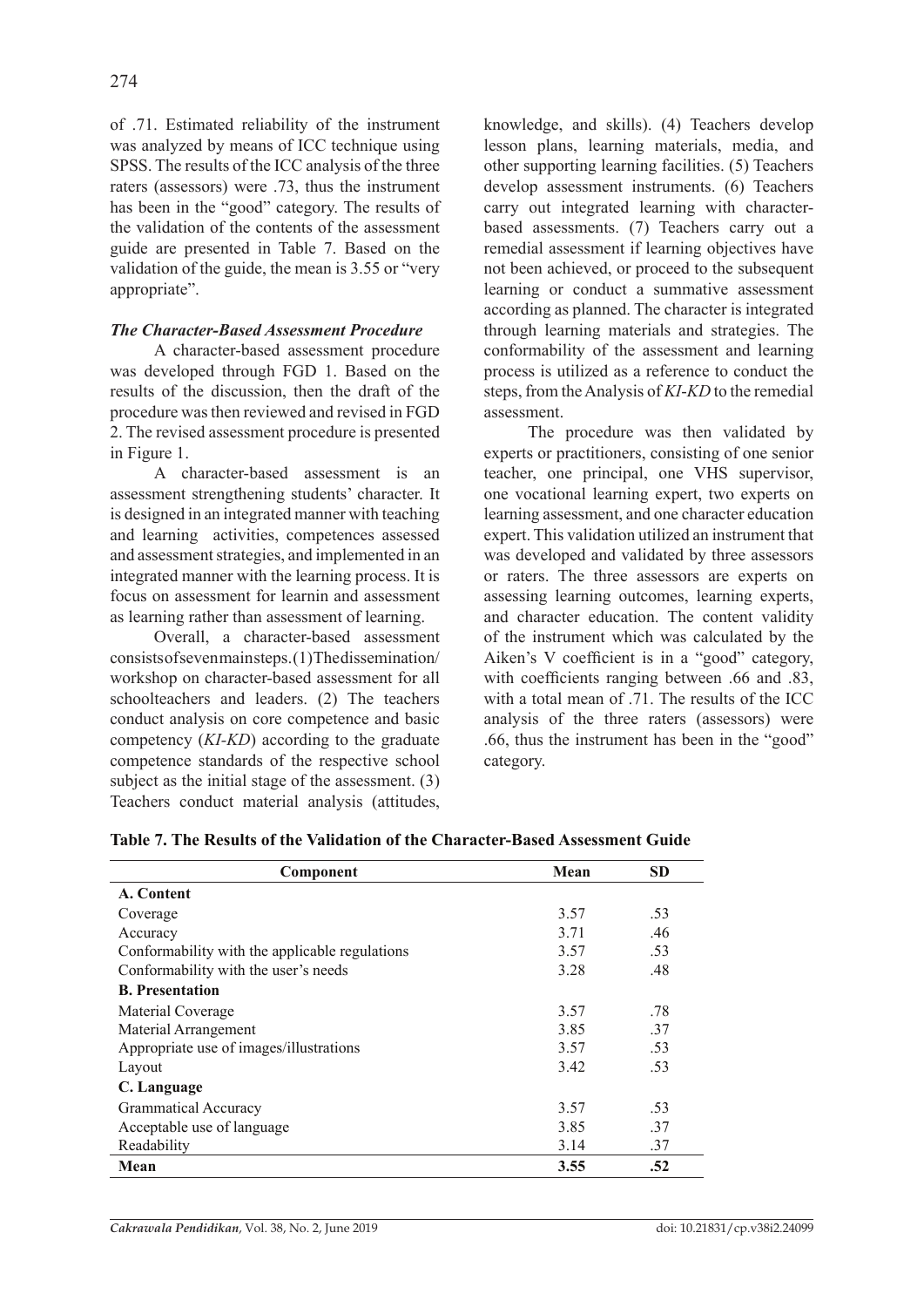of .71. Estimated reliability of the instrument was analyzed by means of ICC technique using SPSS. The results of the ICC analysis of the three raters (assessors) were .73, thus the instrument has been in the "good" category. The results of the validation of the contents of the assessment guide are presented in Table 7. Based on the validation of the guide, the mean is 3.55 or "very appropriate".

### *The Character-Based Assessment Procedure*

A character-based assessment procedure was developed through FGD 1. Based on the results of the discussion, then the draft of the procedure was then reviewed and revised in FGD 2. The revised assessment procedure is presented in Figure 1.

A character-based assessment is an assessment strengthening students' character. It is designed in an integrated manner with teaching and learning activities, competences assessed and assessment strategies, and implemented in an integrated manner with the learning process. It is focus on assessment for learnin and assessment as learning rather than assessment of learning.

Overall, a character-based assessment consistsofsevenmainsteps.(1)Thedissemination/workshop on character-based assessment for all schoolteachers and leaders. (2) The teachers conduct analysis on core competence and basic competency (*KI-KD*) according to the graduate competence standards of the respective school subject as the initial stage of the assessment. (3) Teachers conduct material analysis (attitudes, knowledge, and skills). (4) Teachers develop lesson plans, learning materials, media, and other supporting learning facilities. (5) Teachers develop assessment instruments. (6) Teachers carry out integrated learning with character-based assessments. (7) Teachers carry out a remedial assessment if learning objectives have not been achieved, or proceed to the subsequent learning or conduct a summative assessment according as planned. The character is integrated through learning materials and strategies. The conformability of the assessment and learning process is utilized as a reference to conduct the steps, from the Analysis of *KI-KD* to the remedial assessment.

The procedure was then validated by experts or practitioners, consisting of one senior teacher, one principal, one VHS supervisor, one vocational learning expert, two experts on learning assessment, and one character education expert. This validation utilized an instrument that was developed and validated by three assessors or raters. The three assessors are experts on assessing learning outcomes, learning experts, and character education. The content validity of the instrument which was calculated by the Aiken's V coefficient is in a "good" category, with coefficients ranging between .66 and .83, with a total mean of .71. The results of the ICC analysis of the three raters (assessors) were .66, thus the instrument has been in the "good" category.

**Table 7. The Results of the Validation of the Character-Based Assessment Guide**

| Component | Mean | SD |
|---|---|---|
| **A. Content** | | |
| Coverage | 3.57 | .53 |
| Accuracy | 3.71 | .46 |
| Conformability with the applicable regulations | 3.57 | .53 |
| Conformability with the user's needs | 3.28 | .48 |
| **B. Presentation** | | |
| Material Coverage | 3.57 | .78 |
| Material Arrangement | 3.85 | .37 |
| Appropriate use of images/illustrations | 3.57 | .53 |
| Layout | 3.42 | .53 |
| **C. Language** | | |
| Grammatical Accuracy | 3.57 | .53 |
| Acceptable use of language | 3.85 | .37 |
| Readability | 3.14 | .37 |
| **Mean** | **3.55** | **.52** |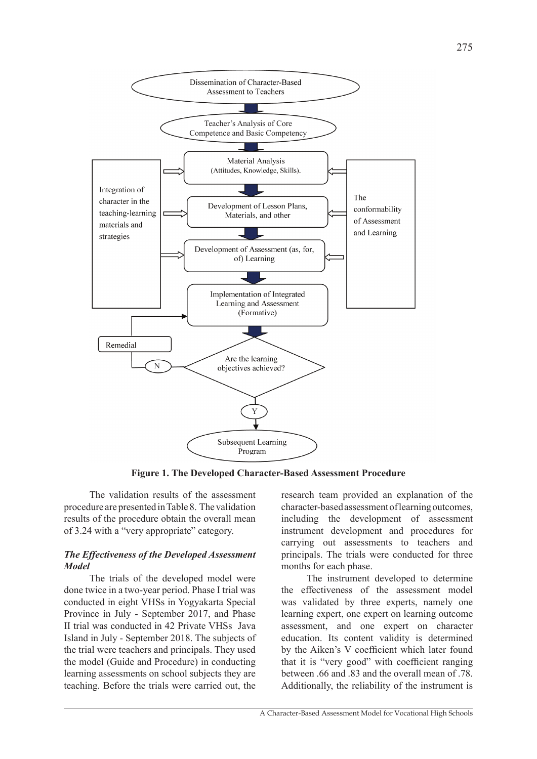**Figure 1. The Developed Character-Based Assessment Procedure**

The validation results of the assessment procedure are presented in Table 8. The validation results of the procedure obtain the overall mean of 3.24 with a "very appropriate" category.

### *The Effectiveness of the Developed Assessment Model*

The trials of the developed model were done twice in a two-year period. Phase I trial was conducted in eight VHSs in Yogyakarta Special Province in July - September 2017, and Phase II trial was conducted in 42 Private VHSs Java Island in July - September 2018. The subjects of the trial were teachers and principals. They used the model (Guide and Procedure) in conducting learning assessments on school subjects they are teaching. Before the trials were carried out, the research team provided an explanation of the character-based assessment of learning outcomes, including the development of assessment instrument development and procedures for carrying out assessments to teachers and principals. The trials were conducted for three months for each phase.

The instrument developed to determine the effectiveness of the assessment model was validated by three experts, namely one learning expert, one expert on learning outcome assessment, and one expert on character education. Its content validity is determined by the Aiken's V coefficient which later found that it is "very good" with coefficient ranging between .66 and .83 and the overall mean of .78. Additionally, the reliability of the instrument is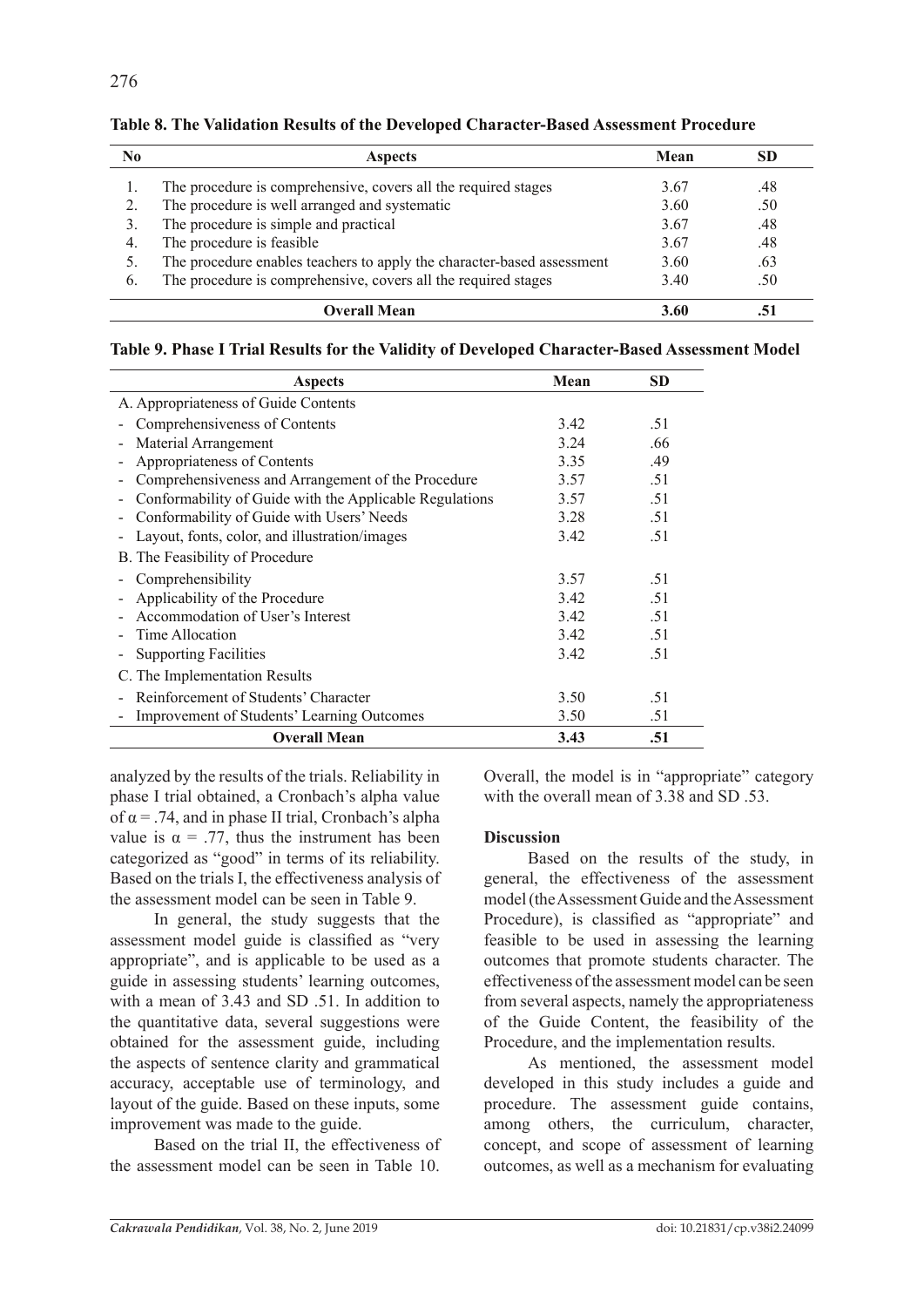**Table 8. The Validation Results of the Developed Character-Based Assessment Procedure**

| No | Aspects | Mean | SD |
|---|---|---|---|
| 1. | The procedure is comprehensive, covers all the required stages | 3.67 | .48 |
| 2. | The procedure is well arranged and systematic | 3.60 | .50 |
| 3. | The procedure is simple and practical | 3.67 | .48 |
| 4. | The procedure is feasible | 3.67 | .48 |
| 5. | The procedure enables teachers to apply the character-based assessment | 3.60 | .63 |
| 6. | The procedure is comprehensive, covers all the required stages | 3.40 | .50 |
| | **Overall Mean** | **3.60** | **.51** |

**Table 9. Phase I Trial Results for the Validity of Developed Character-Based Assessment Model**

| Aspects | Mean | SD |
|---|---|---|
| A. Appropriateness of Guide Contents | | |
| - Comprehensiveness of Contents | 3.42 | .51 |
| - Material Arrangement | 3.24 | .66 |
| - Appropriateness of Contents | 3.35 | .49 |
| - Comprehensiveness and Arrangement of the Procedure | 3.57 | .51 |
| - Conformability of Guide with the Applicable Regulations | 3.57 | .51 |
| - Conformability of Guide with Users' Needs | 3.28 | .51 |
| - Layout, fonts, color, and illustration/images | 3.42 | .51 |
| B. The Feasibility of Procedure | | |
| - Comprehensibility | 3.57 | .51 |
| - Applicability of the Procedure | 3.42 | .51 |
| - Accommodation of User's Interest | 3.42 | .51 |
| - Time Allocation | 3.42 | .51 |
| - Supporting Facilities | 3.42 | .51 |
| C. The Implementation Results | | |
| - Reinforcement of Students' Character | 3.50 | .51 |
| - Improvement of Students' Learning Outcomes | 3.50 | .51 |
| **Overall Mean** | **3.43** | **.51** |

analyzed by the results of the trials. Reliability in phase I trial obtained, a Cronbach's alpha value of $\alpha = .74$, and in phase II trial, Cronbach's alpha value is $\alpha = .77$, thus the instrument has been categorized as "good" in terms of its reliability. Based on the trials I, the effectiveness analysis of the assessment model can be seen in Table 9.

In general, the study suggests that the assessment model guide is classified as "very appropriate", and is applicable to be used as a guide in assessing students' learning outcomes, with a mean of 3.43 and SD .51. In addition to the quantitative data, several suggestions were obtained for the assessment guide, including the aspects of sentence clarity and grammatical accuracy, acceptable use of terminology, and layout of the guide. Based on these inputs, some improvement was made to the guide.

Based on the trial II, the effectiveness of the assessment model can be seen in Table 10. Overall, the model is in "appropriate" category with the overall mean of 3.38 and SD .53.

## Discussion

Based on the results of the study, in general, the effectiveness of the assessment model (the Assessment Guide and the Assessment Procedure), is classified as "appropriate" and feasible to be used in assessing the learning outcomes that promote students character. The effectiveness of the assessment model can be seen from several aspects, namely the appropriateness of the Guide Content, the feasibility of the Procedure, and the implementation results.

As mentioned, the assessment model developed in this study includes a guide and procedure. The assessment guide contains, among others, the curriculum, character, concept, and scope of assessment of learning outcomes, as well as a mechanism for evaluating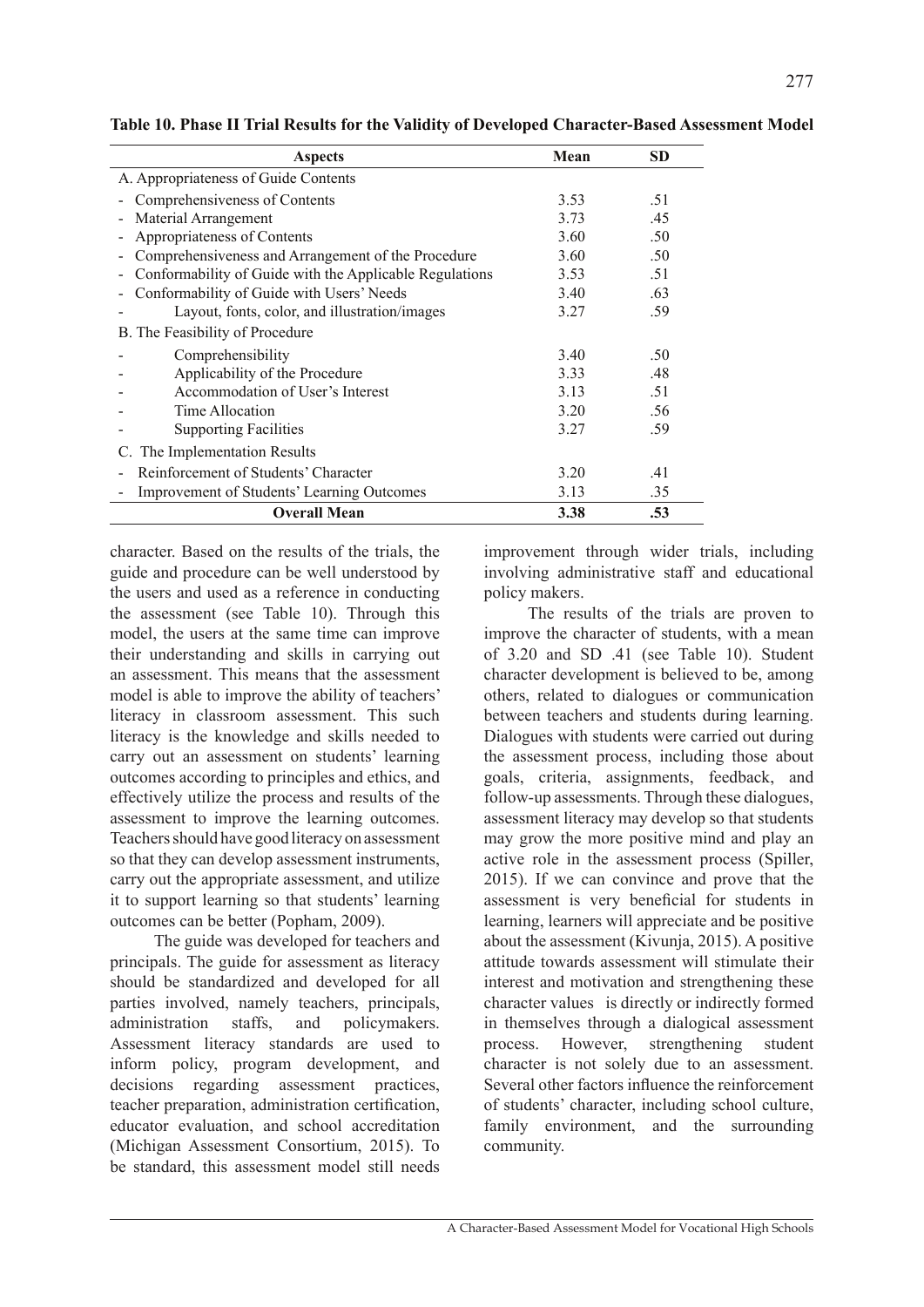**Table 10. Phase II Trial Results for the Validity of Developed Character-Based Assessment Model**

| Aspects | Mean | SD |
|---|---|---|
| A. Appropriateness of Guide Contents | | |
| - Comprehensiveness of Contents | 3.53 | .51 |
| - Material Arrangement | 3.73 | .45 |
| - Appropriateness of Contents | 3.60 | .50 |
| - Comprehensiveness and Arrangement of the Procedure | 3.60 | .50 |
| - Conformability of Guide with the Applicable Regulations | 3.53 | .51 |
| - Conformability of Guide with Users' Needs | 3.40 | .63 |
| - Layout, fonts, color, and illustration/images | 3.27 | .59 |
| B. The Feasibility of Procedure | | |
| - Comprehensibility | 3.40 | .50 |
| - Applicability of the Procedure | 3.33 | .48 |
| - Accommodation of User's Interest | 3.13 | .51 |
| - Time Allocation | 3.20 | .56 |
| - Supporting Facilities | 3.27 | .59 |
| C. The Implementation Results | | |
| - Reinforcement of Students' Character | 3.20 | .41 |
| - Improvement of Students' Learning Outcomes | 3.13 | .35 |
| **Overall Mean** | **3.38** | **.53** |

character. Based on the results of the trials, the guide and procedure can be well understood by the users and used as a reference in conducting the assessment (see Table 10). Through this model, the users at the same time can improve their understanding and skills in carrying out an assessment. This means that the assessment model is able to improve the ability of teachers' literacy in classroom assessment. This such literacy is the knowledge and skills needed to carry out an assessment on students' learning outcomes according to principles and ethics, and effectively utilize the process and results of the assessment to improve the learning outcomes. Teachers should have good literacy on assessment so that they can develop assessment instruments, carry out the appropriate assessment, and utilize it to support learning so that students' learning outcomes can be better (Popham, 2009).

The guide was developed for teachers and principals. The guide for assessment as literacy should be standardized and developed for all parties involved, namely teachers, principals, administration staffs, and policymakers. Assessment literacy standards are used to inform policy, program development, and decisions regarding assessment practices, teacher preparation, administration certification, educator evaluation, and school accreditation (Michigan Assessment Consortium, 2015). To be standard, this assessment model still needs improvement through wider trials, including involving administrative staff and educational policy makers.

The results of the trials are proven to improve the character of students, with a mean of 3.20 and SD .41 (see Table 10). Student character development is believed to be, among others, related to dialogues or communication between teachers and students during learning. Dialogues with students were carried out during the assessment process, including those about goals, criteria, assignments, feedback, and follow-up assessments. Through these dialogues, assessment literacy may develop so that students may grow the more positive mind and play an active role in the assessment process (Spiller, 2015). If we can convince and prove that the assessment is very beneficial for students in learning, learners will appreciate and be positive about the assessment (Kivunja, 2015). A positive attitude towards assessment will stimulate their interest and motivation and strengthening these character values is directly or indirectly formed in themselves through a dialogical assessment process. However, strengthening student character is not solely due to an assessment. Several other factors influence the reinforcement of students' character, including school culture, family environment, and the surrounding community.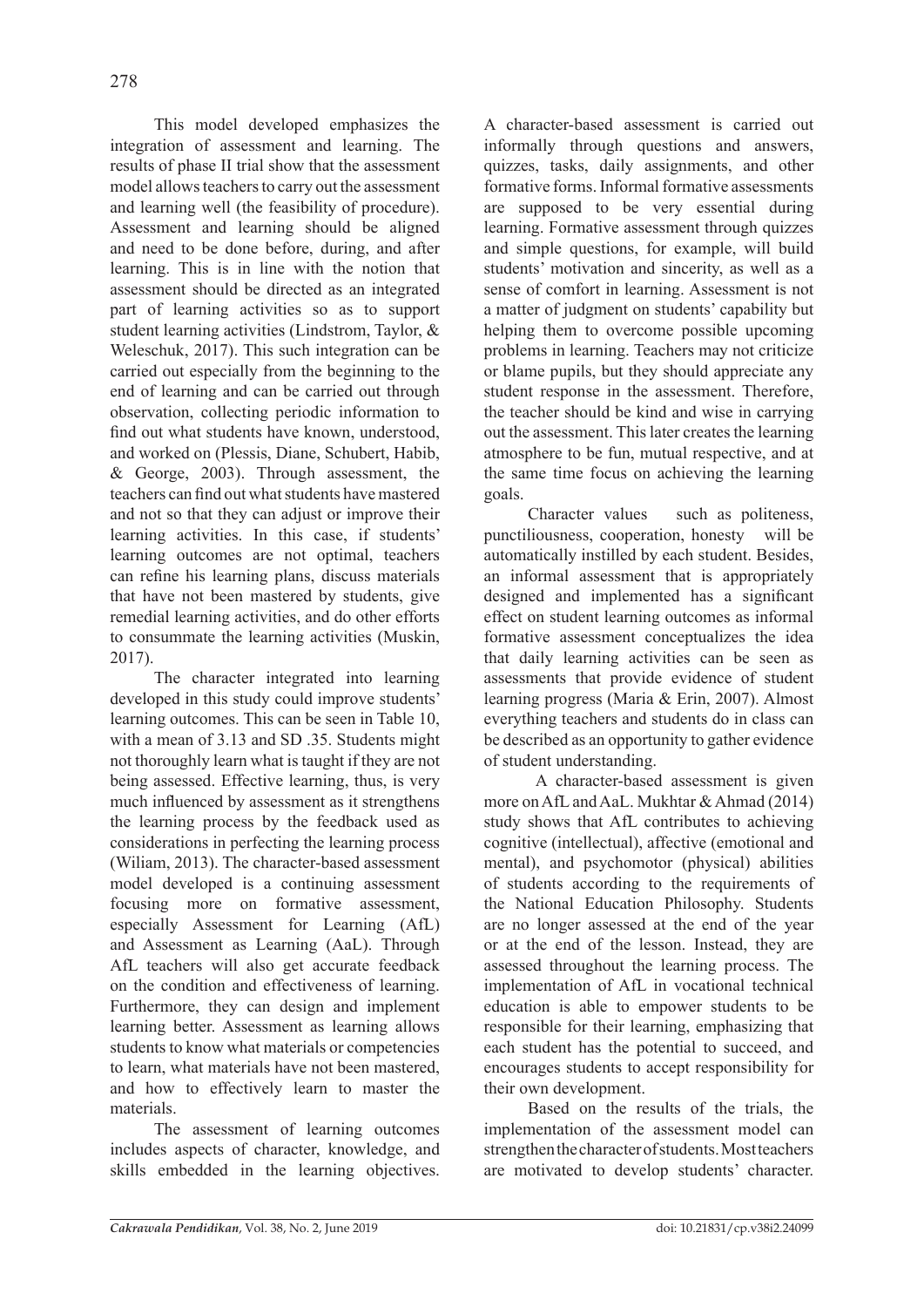This model developed emphasizes the integration of assessment and learning. The results of phase II trial show that the assessment model allows teachers to carry out the assessment and learning well (the feasibility of procedure). Assessment and learning should be aligned and need to be done before, during, and after learning. This is in line with the notion that assessment should be directed as an integrated part of learning activities so as to support student learning activities (Lindstrom, Taylor, & Weleschuk, 2017). This such integration can be carried out especially from the beginning to the end of learning and can be carried out through observation, collecting periodic information to find out what students have known, understood, and worked on (Plessis, Diane, Schubert, Habib, & George, 2003). Through assessment, the teachers can find out what students have mastered and not so that they can adjust or improve their learning activities. In this case, if students' learning outcomes are not optimal, teachers can refine his learning plans, discuss materials that have not been mastered by students, give remedial learning activities, and do other efforts to consummate the learning activities (Muskin, 2017).

The character integrated into learning developed in this study could improve students' learning outcomes. This can be seen in Table 10, with a mean of 3.13 and SD .35. Students might not thoroughly learn what is taught if they are not being assessed. Effective learning, thus, is very much influenced by assessment as it strengthens the learning process by the feedback used as considerations in perfecting the learning process (Wiliam, 2013). The character-based assessment model developed is a continuing assessment focusing more on formative assessment, especially Assessment for Learning (AfL) and Assessment as Learning (AaL). Through AfL teachers will also get accurate feedback on the condition and effectiveness of learning. Furthermore, they can design and implement learning better. Assessment as learning allows students to know what materials or competencies to learn, what materials have not been mastered, and how to effectively learn to master the materials.

The assessment of learning outcomes includes aspects of character, knowledge, and skills embedded in the learning objectives. A character-based assessment is carried out informally through questions and answers, quizzes, tasks, daily assignments, and other formative forms. Informal formative assessments are supposed to be very essential during learning. Formative assessment through quizzes and simple questions, for example, will build students' motivation and sincerity, as well as a sense of comfort in learning. Assessment is not a matter of judgment on students' capability but helping them to overcome possible upcoming problems in learning. Teachers may not criticize or blame pupils, but they should appreciate any student response in the assessment. Therefore, the teacher should be kind and wise in carrying out the assessment. This later creates the learning atmosphere to be fun, mutual respective, and at the same time focus on achieving the learning goals.

Character values such as politeness, punctiliousness, cooperation, honesty will be automatically instilled by each student. Besides, an informal assessment that is appropriately designed and implemented has a significant effect on student learning outcomes as informal formative assessment conceptualizes the idea that daily learning activities can be seen as assessments that provide evidence of student learning progress (Maria & Erin, 2007). Almost everything teachers and students do in class can be described as an opportunity to gather evidence of student understanding.

A character-based assessment is given more on AfL and AaL. Mukhtar & Ahmad (2014) study shows that AfL contributes to achieving cognitive (intellectual), affective (emotional and mental), and psychomotor (physical) abilities of students according to the requirements of the National Education Philosophy. Students are no longer assessed at the end of the year or at the end of the lesson. Instead, they are assessed throughout the learning process. The implementation of AfL in vocational technical education is able to empower students to be responsible for their learning, emphasizing that each student has the potential to succeed, and encourages students to accept responsibility for their own development.

Based on the results of the trials, the implementation of the assessment model can strengthen the character of students. Most teachers are motivated to develop students' character.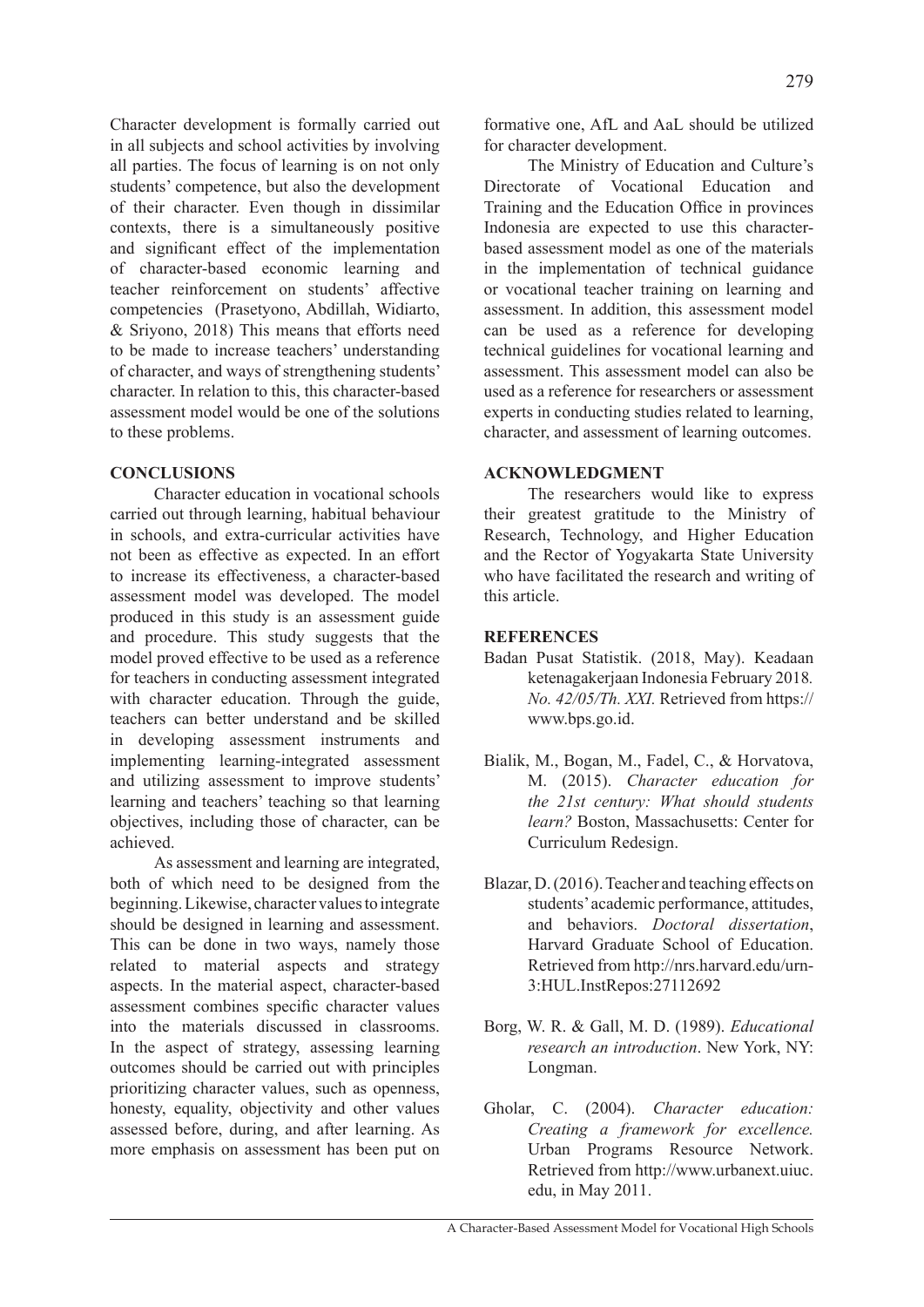Character development is formally carried out in all subjects and school activities by involving all parties. The focus of learning is on not only students' competence, but also the development of their character. Even though in dissimilar contexts, there is a simultaneously positive and significant effect of the implementation of character-based economic learning and teacher reinforcement on students' affective competencies (Prasetyono, Abdillah, Widiarto, & Sriyono, 2018) This means that efforts need to be made to increase teachers' understanding of character, and ways of strengthening students' character. In relation to this, this character-based assessment model would be one of the solutions to these problems.

## CONCLUSIONS

Character education in vocational schools carried out through learning, habitual behaviour in schools, and extra-curricular activities have not been as effective as expected. In an effort to increase its effectiveness, a character-based assessment model was developed. The model produced in this study is an assessment guide and procedure. This study suggests that the model proved effective to be used as a reference for teachers in conducting assessment integrated with character education. Through the guide, teachers can better understand and be skilled in developing assessment instruments and implementing learning-integrated assessment and utilizing assessment to improve students' learning and teachers' teaching so that learning objectives, including those of character, can be achieved.

As assessment and learning are integrated, both of which need to be designed from the beginning. Likewise, character values to integrate should be designed in learning and assessment. This can be done in two ways, namely those related to material aspects and strategy aspects. In the material aspect, character-based assessment combines specific character values into the materials discussed in classrooms. In the aspect of strategy, assessing learning outcomes should be carried out with principles prioritizing character values, such as openness, honesty, equality, objectivity and other values assessed before, during, and after learning. As more emphasis on assessment has been put on formative one, AfL and AaL should be utilized for character development.

The Ministry of Education and Culture's Directorate of Vocational Education and Training and the Education Office in provinces Indonesia are expected to use this character-based assessment model as one of the materials in the implementation of technical guidance or vocational teacher training on learning and assessment. In addition, this assessment model can be used as a reference for developing technical guidelines for vocational learning and assessment. This assessment model can also be used as a reference for researchers or assessment experts in conducting studies related to learning, character, and assessment of learning outcomes.

## ACKNOWLEDGMENT

The researchers would like to express their greatest gratitude to the Ministry of Research, Technology, and Higher Education and the Rector of Yogyakarta State University who have facilitated the research and writing of this article.

## REFERENCES

Badan Pusat Statistik. (2018, May). Keadaan ketenagakerjaan Indonesia February 2018*. No. 42/05/Th. XXI.* Retrieved from https://www.bps.go.id.

Bialik, M., Bogan, M., Fadel, C., & Horvatova, M. (2015). *Character education for the 21st century: What should students learn?* Boston, Massachusetts: Center for Curriculum Redesign.

Blazar, D. (2016). Teacher and teaching effects on students' academic performance, attitudes, and behaviors. *Doctoral dissertation*, Harvard Graduate School of Education. Retrieved from http://nrs.harvard.edu/urn-3:HUL.InstRepos:27112692

Borg, W. R. & Gall, M. D. (1989). *Educational research an introduction*. New York, NY: Longman.

Gholar, C. (2004). *Character education: Creating a framework for excellence.* Urban Programs Resource Network. Retrieved from http://www.urbanext.uiuc.edu, in May 2011.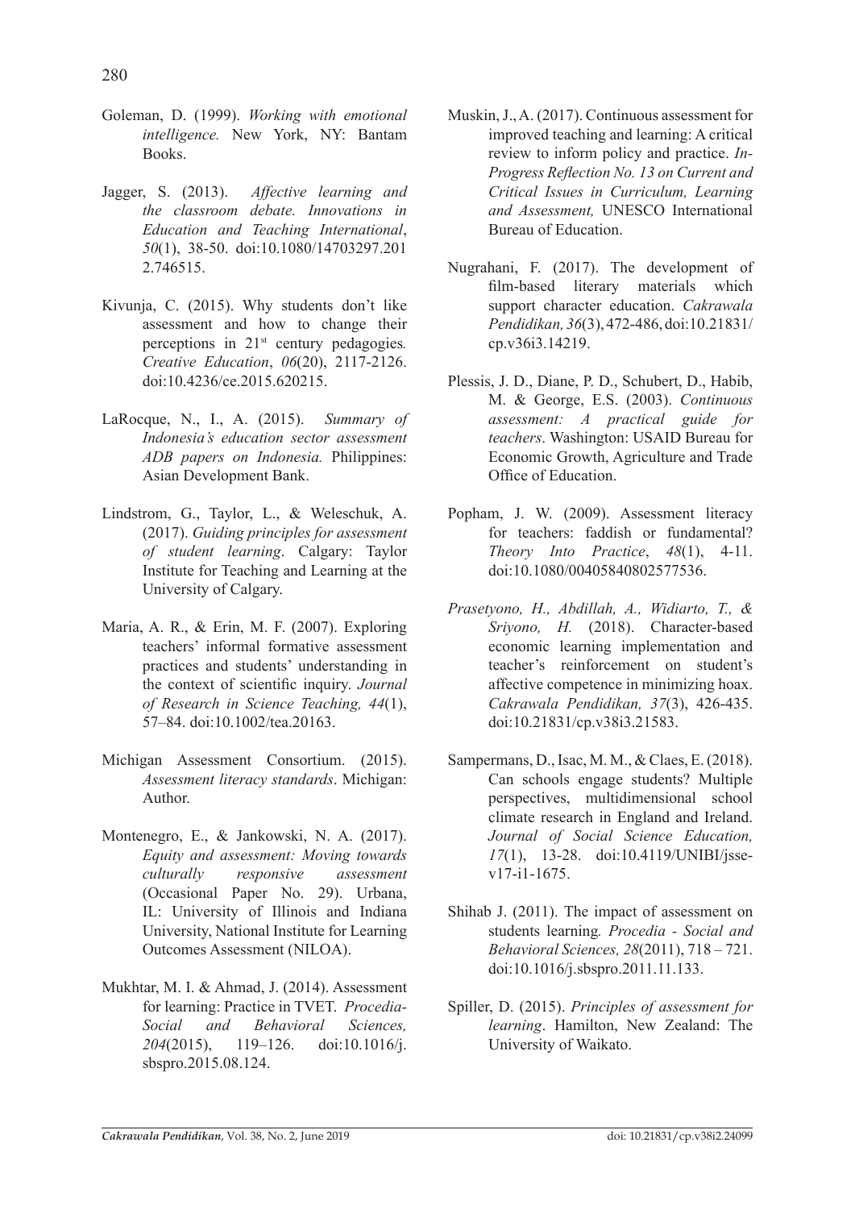Goleman, D. (1999). *Working with emotional intelligence.* New York, NY: Bantam Books.

Jagger, S. (2013). *Affective learning and the classroom debate. Innovations in Education and Teaching International*, *50*(1), 38-50. doi:10.1080/14703297.2012.746515.

Kivunja, C. (2015). Why students don't like assessment and how to change their perceptions in 21st century pedagogies*. Creative Education*, *06*(20), 2117-2126. doi:10.4236/ce.2015.620215.

LaRocque, N., I., A. (2015). *Summary of Indonesia's education sector assessment ADB papers on Indonesia.* Philippines: Asian Development Bank.

Lindstrom, G., Taylor, L., & Weleschuk, A. (2017). *Guiding principles for assessment of student learning*. Calgary: Taylor Institute for Teaching and Learning at the University of Calgary.

Maria, A. R., & Erin, M. F. (2007). Exploring teachers' informal formative assessment practices and students' understanding in the context of scientific inquiry. *Journal of Research in Science Teaching, 44*(1), 57–84. doi:10.1002/tea.20163.

Michigan Assessment Consortium. (2015). *Assessment literacy standards*. Michigan: Author.

Montenegro, E., & Jankowski, N. A. (2017). *Equity and assessment: Moving towards culturally responsive assessment* (Occasional Paper No. 29). Urbana, IL: University of Illinois and Indiana University, National Institute for Learning Outcomes Assessment (NILOA).

Mukhtar, M. I. & Ahmad, J. (2014). Assessment for learning: Practice in TVET. *Procedia-Social and Behavioral Sciences, 204*(2015), 119–126. doi:10.1016/j.sbspro.2015.08.124.

Muskin, J., A. (2017). Continuous assessment for improved teaching and learning: A critical review to inform policy and practice. *In-Progress Reflection No. 13 on Current and Critical Issues in Curriculum, Learning and Assessment,* UNESCO International Bureau of Education.

Nugrahani, F. (2017). The development of film-based literary materials which support character education. *Cakrawala Pendidikan, 36*(3), 472-486, doi:10.21831/cp.v36i3.14219.

Plessis, J. D., Diane, P. D., Schubert, D., Habib, M. & George, E.S. (2003). *Continuous assessment: A practical guide for teachers*. Washington: USAID Bureau for Economic Growth, Agriculture and Trade Office of Education.

Popham, J. W. (2009). Assessment literacy for teachers: faddish or fundamental? *Theory Into Practice*, *48*(1), 4-11. doi:10.1080/00405840802577536.

*Prasetyono, H., Abdillah, A., Widiarto, T., & Sriyono, H.* (2018). Character-based economic learning implementation and teacher's reinforcement on student's affective competence in minimizing hoax. *Cakrawala Pendidikan, 37*(3), 426-435. doi:10.21831/cp.v38i3.21583.

Sampermans, D., Isac, M. M., & Claes, E. (2018). Can schools engage students? Multiple perspectives, multidimensional school climate research in England and Ireland. *Journal of Social Science Education, 17*(1), 13-28. doi:10.4119/UNIBI/jsse-v17-i1-1675.

Shihab J. (2011). The impact of assessment on students learning*. Procedia - Social and Behavioral Sciences, 28*(2011), 718 – 721. doi:10.1016/j.sbspro.2011.11.133.

Spiller, D. (2015). *Principles of assessment for learning*. Hamilton, New Zealand: The University of Waikato.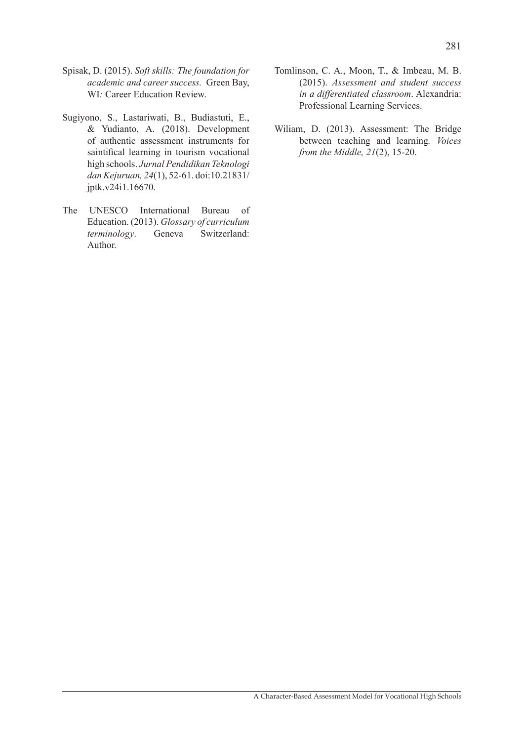Spisak, D. (2015). *Soft skills: The foundation for academic and career success.* Green Bay, WI*:* Career Education Review.

Sugiyono, S., Lastariwati, B., Budiastuti, E., & Yudianto, A. (2018). Development of authentic assessment instruments for saintifical learning in tourism vocational high schools. *Jurnal Pendidikan Teknologi dan Kejuruan, 24*(1), 52-61. doi:10.21831/jptk.v24i1.16670.

The UNESCO International Bureau of Education. (2013). *Glossary of curriculum terminology*. Geneva Switzerland: Author.

Tomlinson, C. A., Moon, T., & Imbeau, M. B. (2015). *Assessment and student success in a differentiated classroom*. Alexandria: Professional Learning Services.

Wiliam, D. (2013). Assessment: The Bridge between teaching and learning*. Voices from the Middle, 21*(2), 15-20.